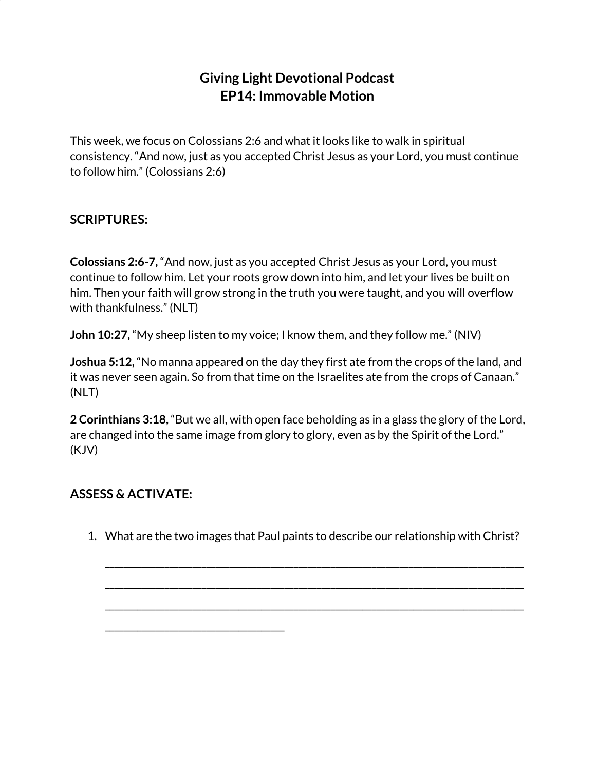# Giving Light Devotional Podcast
# EP14: Immovable Motion

This week, we focus on Colossians 2:6 and what it looks like to walk in spiritual consistency. "And now, just as you accepted Christ Jesus as your Lord, you must continue to follow him." (Colossians 2:6)

## SCRIPTURES:

**Colossians 2:6-7,** "And now, just as you accepted Christ Jesus as your Lord, you must continue to follow him. Let your roots grow down into him, and let your lives be built on him. Then your faith will grow strong in the truth you were taught, and you will overflow with thankfulness." (NLT)

**John 10:27,** "My sheep listen to my voice; I know them, and they follow me." (NIV)

**Joshua 5:12,** "No manna appeared on the day they first ate from the crops of the land, and it was never seen again. So from that time on the Israelites ate from the crops of Canaan." (NLT)

**2 Corinthians 3:18,** "But we all, with open face beholding as in a glass the glory of the Lord, are changed into the same image from glory to glory, even as by the Spirit of the Lord." (KJV)

## ASSESS & ACTIVATE:

1. What are the two images that Paul paints to describe our relationship with Christ?

   ______________________________________________________________________________

   ______________________________________________________________________________

   ______________________________________________________________________________

   ________________________________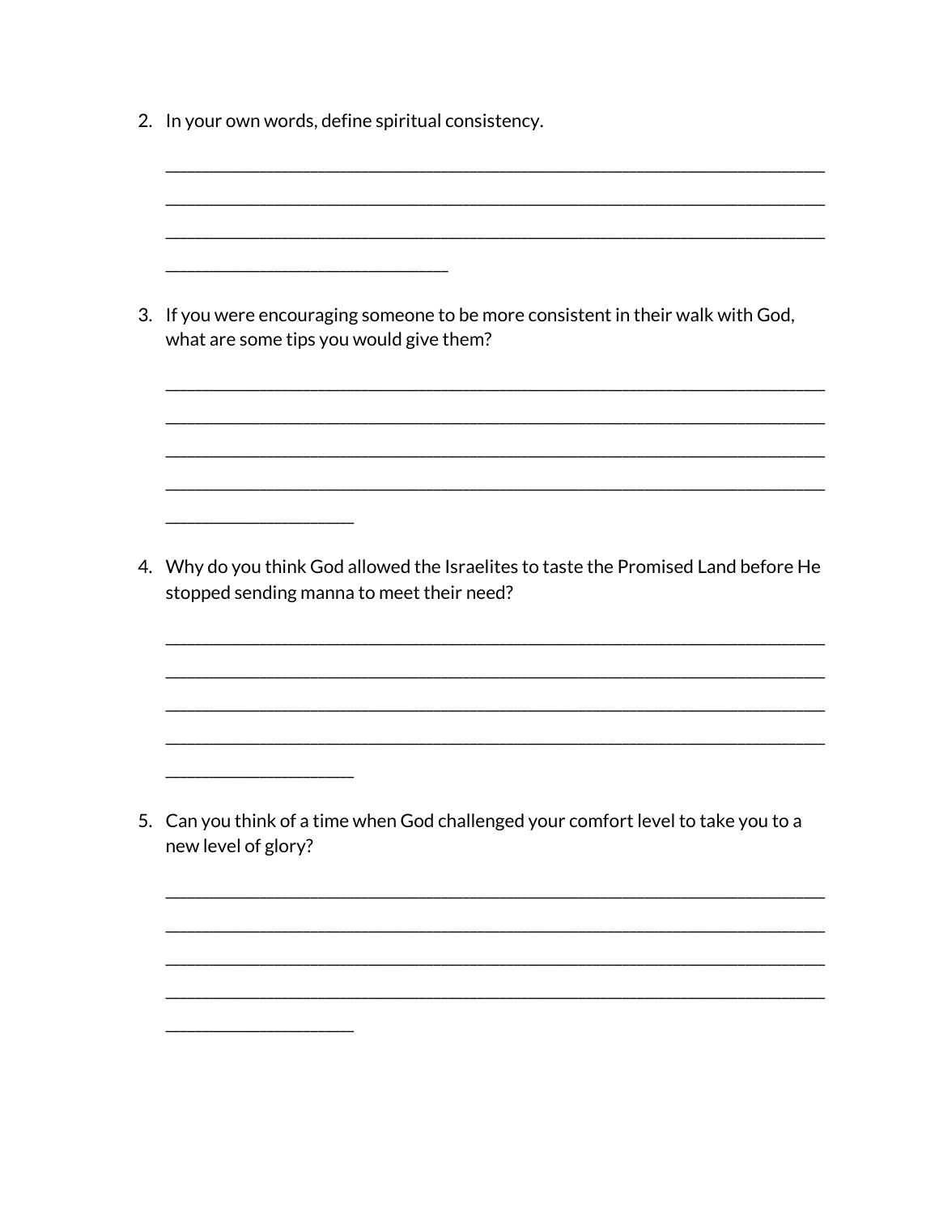2. In your own words, define spiritual consistency.

________________________________________________________________________________
________________________________________________________________________________
________________________________________________________________________________
__________________________________

3. If you were encouraging someone to be more consistent in their walk with God, what are some tips you would give them?

________________________________________________________________________________
________________________________________________________________________________
________________________________________________________________________________
________________________________________________________________________________
______________________

4. Why do you think God allowed the Israelites to taste the Promised Land before He stopped sending manna to meet their need?

________________________________________________________________________________
________________________________________________________________________________
________________________________________________________________________________
________________________________________________________________________________
______________________

5. Can you think of a time when God challenged your comfort level to take you to a new level of glory?

________________________________________________________________________________
________________________________________________________________________________
________________________________________________________________________________
________________________________________________________________________________
______________________